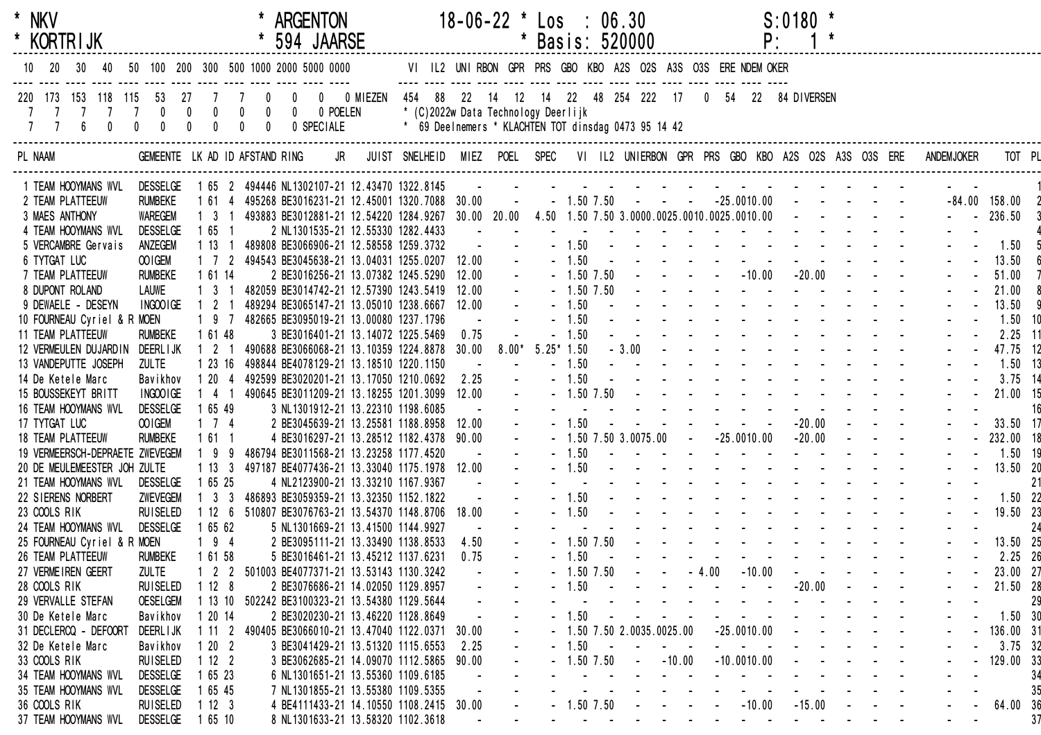```
* NKV                        * ARGENTON          18-06-22 * Los  : 06.30           S:0180 *
* KORTRIJK                   * 594 JAARSE                 * Basis: 520000          P:   1 *
```

| 10 | 20 | 30 | 40 | 50 | 100 | 200 | 300 | 500 | 1000 | 2000 | 5000 | 0000 | |
|---|---|---|---|---|---|---|---|---|---|---|---|---|---|
| 220 | 173 | 153 | 118 | 115 | 53 | 27 | 7 | 7 | 0 | 0 | 0 | 0 | MIEZEN |
| 7 | 7 | 7 | 7 | 7 | 0 | 0 | 0 | 0 | 0 | 0 | 0 | 0 | POELEN |
| 7 | 7 | 6 | 0 | 0 | 0 | 0 | 0 | 0 | 0 | 0 | 0 | 0 | SPECIALE |

| VI | IL2 | UNI | RBON | GPR | PRS | GBO | KBO | A2S | O2S | A3S | O3S | ERE | NDEM | OKER | |
|---|---|---|---|---|---|---|---|---|---|---|---|---|---|---|---|
| 454 | 88 | 22 | 14 | 12 | 14 | 22 | 48 | 254 | 222 | 17 | 0 | 54 | 22 | 84 | DIVERSEN |

\* (C)2022w Data Technology Deerlijk
\* 69 Deelnemers \* KLACHTEN TOT dinsdag 0473 95 14 42

| PL | NAAM | GEMEENTE | LK | AD | ID | AFSTAND | RING JR | JUIST | SNELHEID | MIEZ | POEL | SPEC | VI | IL2 | UNI | RBON | GPR | PRS | GBO | KBO | A2S | O2S | A3S | O3S | ERE | ANDEM | JOKER | TOT | PL |
|---|---|---|---|---|---|---|---|---|---|---|---|---|---|---|---|---|---|---|---|---|---|---|---|---|---|---|---|---|---|
| 1 | TEAM HOOYMANS WVL | DESSELGE | 1 | 65 | 2 | 494446 | NL1302107-21 | 12.43470 | 1322.8145 | - | - | - | - | - | - | - | - | - | - | - | - | - | - | - | - | - | - | | 1 |
| 2 | TEAM PLATTEEUW | RUMBEKE | 1 | 61 | 4 | 495268 | BE3016231-21 | 12.45001 | 1320.7088 | 30.00 | - | - | 1.50 | 7.50 | - | - | - | - | 25.00 | 10.00 | - | - | - | - | - | - | 84.00 | 158.00 | 2 |
| 3 | MAES ANTHONY | WAREGEM | 1 | 3 | 1 | 493883 | BE3012881-21 | 12.54220 | 1284.9267 | 30.00 | 20.00 | 4.50 | 1.50 | 7.50 | 3.00 | 00.00 | 25.00 | 10.00 | 25.00 | 10.00 | - | - | - | - | - | - | - | 236.50 | 3 |
| 4 | TEAM HOOYMANS WVL | DESSELGE | 1 | 65 | 1 | 2 | NL1301535-21 | 12.55330 | 1282.4433 | - | - | - | - | - | - | - | - | - | - | - | - | - | - | - | - | - | - | | 4 |
| 5 | VERCAMBRE Gervais | ANZEGEM | 1 | 13 | 1 | 489808 | BE3066906-21 | 12.58558 | 1259.3732 | - | - | - | 1.50 | - | - | - | - | - | - | - | - | - | - | - | - | - | - | 1.50 | 5 |
| 6 | TYTGAT LUC | OOIGEM | 1 | 7 | 2 | 494543 | BE3045638-21 | 13.04031 | 1255.0207 | 12.00 | - | - | 1.50 | - | - | - | - | - | - | - | - | - | - | - | - | - | - | 13.50 | 6 |
| 7 | TEAM PLATTEEUW | RUMBEKE | 1 | 61 | 14 | 2 | BE3016256-21 | 13.07382 | 1245.5290 | 12.00 | - | - | 1.50 | 7.50 | - | - | - | - | - | 10.00 | - | 20.00 | - | - | - | - | - | 51.00 | 7 |
| 8 | DUPONT ROLAND | LAUWE | 1 | 3 | 1 | 482059 | BE3014742-21 | 12.57390 | 1243.5419 | 12.00 | - | - | 1.50 | 7.50 | - | - | - | - | - | - | - | - | - | - | - | - | - | 21.00 | 8 |
| 9 | DEWAELE - DESEYN | INGOOIGE | 1 | 2 | 1 | 489294 | BE3065147-21 | 13.05010 | 1238.6667 | 12.00 | - | - | 1.50 | - | - | - | - | - | - | - | - | - | - | - | - | - | - | 13.50 | 9 |
| 10 | FOURNEAU Cyriel & R | MOEN | 1 | 9 | 7 | 482665 | BE3095019-21 | 13.00080 | 1237.1796 | - | - | - | 1.50 | - | - | - | - | - | - | - | - | - | - | - | - | - | - | 1.50 | 10 |
| 11 | TEAM PLATTEEUW | RUMBEKE | 1 | 61 | 48 | 3 | BE3016401-21 | 13.14072 | 1225.5469 | 0.75 | - | - | 1.50 | - | - | - | - | - | - | - | - | - | - | - | - | - | - | 2.25 | 11 |
| 12 | VERMEULEN DUJARDIN | DEERLIJK | 1 | 2 | 1 | 490688 | BE3066068-21 | 13.10359 | 1224.8878 | 30.00 | 8.00* | 5.25* | 1.50 | - | 3.00 | - | - | - | - | - | - | - | - | - | - | - | - | 47.75 | 12 |
| 13 | VANDEPUTTE JOSEPH | ZULTE | 1 | 23 | 16 | 498844 | BE4078129-21 | 13.18510 | 1220.1150 | - | - | - | 1.50 | - | - | - | - | - | - | - | - | - | - | - | - | - | - | 1.50 | 13 |
| 14 | De Ketele Marc | Bavikhov | 1 | 20 | 4 | 492599 | BE3020201-21 | 13.17050 | 1210.0692 | 2.25 | - | - | 1.50 | - | - | - | - | - | - | - | - | - | - | - | - | - | - | 3.75 | 14 |
| 15 | BOUSSEKEYT BRITT | INGOOIGE | 1 | 4 | 1 | 490645 | BE3011209-21 | 13.18255 | 1201.3099 | 12.00 | - | - | 1.50 | 7.50 | - | - | - | - | - | - | - | - | - | - | - | - | - | 21.00 | 15 |
| 16 | TEAM HOOYMANS WVL | DESSELGE | 1 | 65 | 49 | 3 | NL1301912-21 | 13.22310 | 1198.6085 | - | - | - | - | - | - | - | - | - | - | - | - | - | - | - | - | - | - | | 16 |
| 17 | TYTGAT LUC | OOIGEM | 1 | 7 | 4 | 2 | BE3045639-21 | 13.25581 | 1188.8958 | 12.00 | - | - | 1.50 | - | - | - | - | - | - | - | - | 20.00 | - | - | - | - | - | 33.50 | 17 |
| 18 | TEAM PLATTEEUW | RUMBEKE | 1 | 61 | 1 | 4 | BE3016297-21 | 13.28512 | 1182.4378 | 90.00 | - | - | 1.50 | 7.50 | 3.00 | 75.00 | - | - | 25.00 | 10.00 | - | 20.00 | - | - | - | - | - | 232.00 | 18 |
| 19 | VERMEERSCH-DEPRAETE | ZWEVEGEM | 1 | 9 | 9 | 486794 | BE3011568-21 | 13.23258 | 1177.4520 | - | - | - | 1.50 | - | - | - | - | - | - | - | - | - | - | - | - | - | - | 1.50 | 19 |
| 20 | DE MEULEMEESTER JOH | ZULTE | 1 | 13 | 3 | 497187 | BE4077436-21 | 13.33040 | 1175.1978 | 12.00 | - | - | 1.50 | - | - | - | - | - | - | - | - | - | - | - | - | - | - | 13.50 | 20 |
| 21 | TEAM HOOYMANS WVL | DESSELGE | 1 | 65 | 25 | 4 | NL2123900-21 | 13.33210 | 1167.9367 | - | - | - | - | - | - | - | - | - | - | - | - | - | - | - | - | - | - | | 21 |
| 22 | SIERENS NORBERT | ZWEVEGEM | 1 | 3 | 3 | 486893 | BE3059359-21 | 13.32350 | 1152.1822 | - | - | - | 1.50 | - | - | - | - | - | - | - | - | - | - | - | - | - | - | 1.50 | 22 |
| 23 | COOLS RIK | RUISELED | 1 | 12 | 6 | 510807 | BE3076763-21 | 13.54370 | 1148.8706 | 18.00 | - | - | 1.50 | - | - | - | - | - | - | - | - | - | - | - | - | - | - | 19.50 | 23 |
| 24 | TEAM HOOYMANS WVL | DESSELGE | 1 | 65 | 62 | 5 | NL1301669-21 | 13.41500 | 1144.9927 | - | - | - | - | - | - | - | - | - | - | - | - | - | - | - | - | - | - | | 24 |
| 25 | FOURNEAU Cyriel & R | MOEN | 1 | 9 | 4 | 2 | BE3095111-21 | 13.33490 | 1138.8533 | 4.50 | - | - | 1.50 | 7.50 | - | - | - | - | - | - | - | - | - | - | - | - | - | 13.50 | 25 |
| 26 | TEAM PLATTEEUW | RUMBEKE | 1 | 61 | 58 | 5 | BE3016461-21 | 13.45212 | 1137.6231 | 0.75 | - | - | 1.50 | - | - | - | - | - | - | - | - | - | - | - | - | - | - | 2.25 | 26 |
| 27 | VERMEIREN GEERT | ZULTE | 1 | 2 | 2 | 501003 | BE4077371-21 | 13.53143 | 1130.3242 | - | - | - | 1.50 | 7.50 | - | - | - | 4.00 | - | 10.00 | - | - | - | - | - | - | - | 23.00 | 27 |
| 28 | COOLS RIK | RUISELED | 1 | 12 | 8 | 2 | BE3076686-21 | 14.02050 | 1129.8957 | - | - | - | 1.50 | - | - | - | - | - | - | - | - | 20.00 | - | - | - | - | - | 21.50 | 28 |
| 29 | VERVALLE STEFAN | OESELGEM | 1 | 13 | 10 | 502242 | BE3100323-21 | 13.54380 | 1129.5644 | - | - | - | - | - | - | - | - | - | - | - | - | - | - | - | - | - | - | | 29 |
| 30 | De Ketele Marc | Bavikhov | 1 | 20 | 14 | 2 | BE3020230-21 | 13.46220 | 1128.8649 | - | - | - | 1.50 | - | - | - | - | - | - | - | - | - | - | - | - | - | - | 1.50 | 30 |
| 31 | DECLERCQ - DEFOORT | DEERLIJK | 1 | 11 | 2 | 490405 | BE3066010-21 | 13.47040 | 1122.0371 | 30.00 | - | - | 1.50 | 7.50 | 2.00 | 35.00 | 25.00 | - | 25.00 | 10.00 | - | - | - | - | - | - | - | 136.00 | 31 |
| 32 | De Ketele Marc | Bavikhov | 1 | 20 | 2 | 3 | BE3041429-21 | 13.51320 | 1115.6553 | 2.25 | - | - | 1.50 | - | - | - | - | - | - | - | - | - | - | - | - | - | - | 3.75 | 32 |
| 33 | COOLS RIK | RUISELED | 1 | 12 | 2 | 3 | BE3062685-21 | 14.09070 | 1112.5865 | 90.00 | - | - | 1.50 | 7.50 | - | 10.00 | - | - | 10.00 | 10.00 | - | - | - | - | - | - | - | 129.00 | 33 |
| 34 | TEAM HOOYMANS WVL | DESSELGE | 1 | 65 | 23 | 6 | NL1301651-21 | 13.55360 | 1109.6185 | - | - | - | - | - | - | - | - | - | - | - | - | - | - | - | - | - | - | | 34 |
| 35 | TEAM HOOYMANS WVL | DESSELGE | 1 | 65 | 45 | 7 | NL1301855-21 | 13.55380 | 1109.5355 | - | - | - | - | - | - | - | - | - | - | - | - | - | - | - | - | - | - | | 35 |
| 36 | COOLS RIK | RUISELED | 1 | 12 | 3 | 4 | BE4111433-21 | 14.10550 | 1108.2415 | 30.00 | - | - | 1.50 | 7.50 | - | - | - | - | - | 10.00 | - | 15.00 | - | - | - | - | - | 64.00 | 36 |
| 37 | TEAM HOOYMANS WVL | DESSELGE | 1 | 65 | 10 | 8 | NL1301633-21 | 13.58320 | 1102.3618 | - | - | - | - | - | - | - | - | - | - | - | - | - | - | - | - | - | - | | 37 |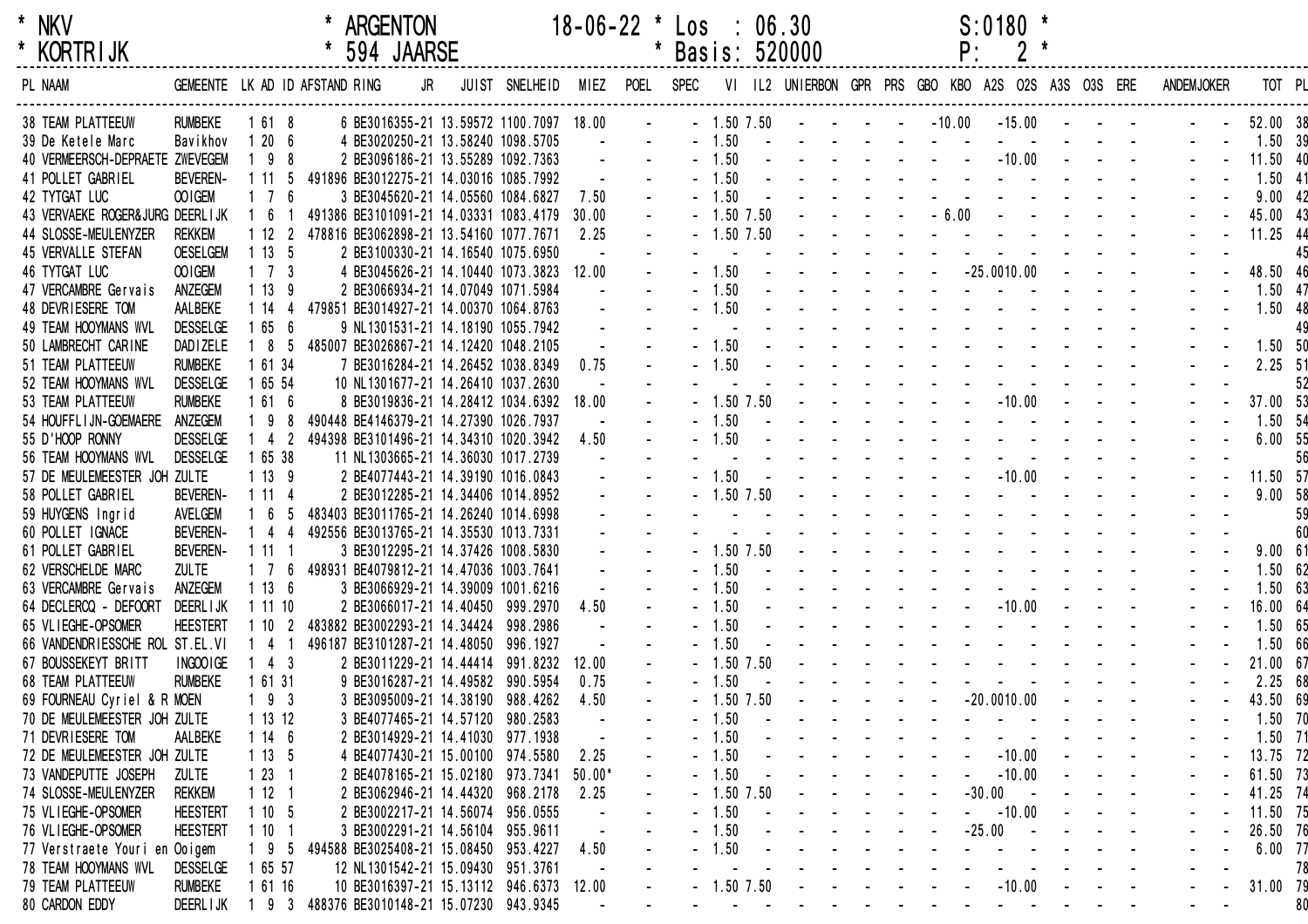\* NKV * ARGENTON 18-06-22 * Los : 06.30 S:0180 *
\* KORTRIJK * 594 JAARSE * Basis: 520000 *

| PL | NAAM | GEMEENTE | LK | AD | ID | AFSTAND | RING | JR | JUIST | SNELHEID | MIEZ | POEL | SPEC | VI | IL2 | UNIERBON | GPR | PRS | GBO | KBO | A2S | O2S | A3S | O3S | ERE | ANDEM | JOKER | TOT | PL |
|---|---|---|---|---|---|---|---|---|---|---|---|---|---|---|---|---|---|---|---|---|---|---|---|---|---|---|---|---|---|
| 38 | TEAM PLATTEEUW | RUMBEKE | 1 | 61 | 8 | 6 | BE3016355 | 21 | 13.59572 | 1100.7097 | 18.00 | - | - | 1.50 | 7.50 | - | - | - | - | -10.00 | | -15.00 | - | - | - | - | - | 52.00 | 38 |
| 39 | De Ketele Marc | Bavikhov | 1 | 20 | 6 | 4 | BE3020250 | 21 | 13.58240 | 1098.5705 | - | - | - | 1.50 | - | - | - | - | - | - | - | - | - | - | - | - | - | 1.50 | 39 |
| 40 | VERMEERSCH-DEPRAETE | ZWEVEGEM | 1 | 9 | 8 | 2 | BE3096186 | 21 | 13.55289 | 1092.7363 | - | - | - | 1.50 | - | - | - | - | - | - | - | -10.00 | - | - | - | - | - | 11.50 | 40 |
| 41 | POLLET GABRIEL | BEVEREN- | 1 | 11 | 5 | 491896 | BE3012275 | 21 | 14.03016 | 1085.7992 | - | - | - | 1.50 | - | - | - | - | - | - | - | - | - | - | - | - | - | 1.50 | 41 |
| 42 | TYTGAT LUC | OOIGEM | 1 | 7 | 6 | 3 | BE3045620 | 21 | 14.05560 | 1084.6827 | 7.50 | - | - | 1.50 | - | - | - | - | - | - | - | - | - | - | - | - | - | 9.00 | 42 |
| 43 | VERVAEKE ROGER&JURG | DEERLIJK | 1 | 6 | 1 | 491386 | BE3101091 | 21 | 14.03331 | 1083.4179 | 30.00 | - | - | 1.50 | 7.50 | - | - | - | - | 6.00 | - | - | - | - | - | - | - | 45.00 | 43 |
| 44 | SLOSSE-MEULENYZER | REKKEM | 1 | 12 | 2 | 478816 | BE3062898 | 21 | 13.54160 | 1077.7671 | 2.25 | - | - | 1.50 | 7.50 | - | - | - | - | - | - | - | - | - | - | - | - | 11.25 | 44 |
| 45 | VERVALLE STEFAN | OESELGEM | 1 | 13 | 5 | 2 | BE3100330 | 21 | 14.16540 | 1075.6950 | - | - | - | - | - | - | - | - | - | - | - | - | - | - | - | - | - | | 45 |
| 46 | TYTGAT LUC | OOIGEM | 1 | 7 | 3 | 4 | BE3045626 | 21 | 14.10440 | 1073.3823 | 12.00 | - | - | 1.50 | - | - | - | - | - | - | -25.00 | 10.00 | - | - | - | - | - | 48.50 | 46 |
| 47 | VERCAMBRE Gervais | ANZEGEM | 1 | 13 | 9 | 2 | BE3066934 | 21 | 14.07049 | 1071.5984 | - | - | - | 1.50 | - | - | - | - | - | - | - | - | - | - | - | - | - | 1.50 | 47 |
| 48 | DEVRIESERE TOM | AALBEKE | 1 | 14 | 4 | 479851 | BE3014927 | 21 | 14.00370 | 1064.8763 | - | - | - | 1.50 | - | - | - | - | - | - | - | - | - | - | - | - | - | 1.50 | 48 |
| 49 | TEAM HOOYMANS WVL | DESSELGE | 1 | 65 | 6 | 9 | NL1301531 | 21 | 14.18190 | 1055.7942 | - | - | - | - | - | - | - | - | - | - | - | - | - | - | - | - | - | | 49 |
| 50 | LAMBRECHT CARINE | DADIZELE | 1 | 8 | 5 | 485007 | BE3026867 | 21 | 14.12420 | 1048.2105 | - | - | - | 1.50 | - | - | - | - | - | - | - | - | - | - | - | - | - | 1.50 | 50 |
| 51 | TEAM PLATTEEUW | RUMBEKE | 1 | 61 | 34 | 7 | BE3016284 | 21 | 14.26452 | 1038.8349 | 0.75 | - | - | 1.50 | - | - | - | - | - | - | - | - | - | - | - | - | - | 2.25 | 51 |
| 52 | TEAM HOOYMANS WVL | DESSELGE | 1 | 65 | 54 | 10 | NL1301677 | 21 | 14.26410 | 1037.2630 | - | - | - | - | - | - | - | - | - | - | - | - | - | - | - | - | - | | 52 |
| 53 | TEAM PLATTEEUW | RUMBEKE | 1 | 61 | 6 | 8 | BE3019836 | 21 | 14.28412 | 1034.6392 | 18.00 | - | - | 1.50 | 7.50 | - | - | - | - | - | - | -10.00 | - | - | - | - | - | 37.00 | 53 |
| 54 | HOUFFLIJN-GOEMAERE | ANZEGEM | 1 | 9 | 8 | 490448 | BE4146379 | 21 | 14.27390 | 1026.7937 | - | - | - | 1.50 | - | - | - | - | - | - | - | - | - | - | - | - | - | 1.50 | 54 |
| 55 | D'HOOP RONNY | DESSELGE | 1 | 4 | 2 | 494398 | BE3101496 | 21 | 14.34310 | 1020.3942 | 4.50 | - | - | 1.50 | - | - | - | - | - | - | - | - | - | - | - | - | - | 6.00 | 55 |
| 56 | TEAM HOOYMANS WVL | DESSELGE | 1 | 65 | 38 | 11 | NL1303665 | 21 | 14.36030 | 1017.2739 | - | - | - | - | - | - | - | - | - | - | - | - | - | - | - | - | - | | 56 |
| 57 | DE MEULEMEESTER JOH | ZULTE | 1 | 13 | 9 | 2 | BE4077443 | 21 | 14.39190 | 1016.0843 | - | - | - | 1.50 | - | - | - | - | - | - | - | -10.00 | - | - | - | - | - | 11.50 | 57 |
| 58 | POLLET GABRIEL | BEVEREN- | 1 | 11 | 4 | 2 | BE3012285 | 21 | 14.34406 | 1014.8952 | - | - | - | 1.50 | 7.50 | - | - | - | - | - | - | - | - | - | - | - | - | 9.00 | 58 |
| 59 | HUYGENS Ingrid | AVELGEM | 1 | 6 | 5 | 483403 | BE3011765 | 21 | 14.26240 | 1014.6998 | - | - | - | - | - | - | - | - | - | - | - | - | - | - | - | - | - | | 59 |
| 60 | POLLET IGNACE | BEVEREN- | 1 | 4 | 4 | 492556 | BE3013765 | 21 | 14.35530 | 1013.7331 | - | - | - | - | - | - | - | - | - | - | - | - | - | - | - | - | - | | 60 |
| 61 | POLLET GABRIEL | BEVEREN- | 1 | 11 | 1 | 3 | BE3012295 | 21 | 14.37426 | 1008.5830 | - | - | - | 1.50 | 7.50 | - | - | - | - | - | - | - | - | - | - | - | - | 9.00 | 61 |
| 62 | VERSCHELDE MARC | ZULTE | 1 | 7 | 6 | 498931 | BE4079812 | 21 | 14.47036 | 1003.7641 | - | - | - | 1.50 | - | - | - | - | - | - | - | - | - | - | - | - | - | 1.50 | 62 |
| 63 | VERCAMBRE Gervais | ANZEGEM | 1 | 13 | 6 | 3 | BE3066929 | 21 | 14.39009 | 1001.6216 | - | - | - | 1.50 | - | - | - | - | - | - | - | - | - | - | - | - | - | 1.50 | 63 |
| 64 | DECLERCQ - DEFOORT | DEERLIJK | 1 | 11 | 10 | 2 | BE3066017 | 21 | 14.40450 | 999.2970 | 4.50 | - | - | 1.50 | - | - | - | - | - | - | - | -10.00 | - | - | - | - | - | 16.00 | 64 |
| 65 | VLIEGHE-OPSOMER | HEESTERT | 1 | 10 | 2 | 483882 | BE3002293 | 21 | 14.34424 | 998.2986 | - | - | - | 1.50 | - | - | - | - | - | - | - | - | - | - | - | - | - | 1.50 | 65 |
| 66 | VANDENDRIESSCHE ROL | ST.EL.VI | 1 | 4 | 1 | 496187 | BE3101287 | 21 | 14.48050 | 996.1927 | - | - | - | 1.50 | - | - | - | - | - | - | - | - | - | - | - | - | - | 1.50 | 66 |
| 67 | BOUSSEKEYT BRITT | INGOOIGE | 1 | 4 | 3 | 2 | BE3011229 | 21 | 14.44414 | 991.8232 | 12.00 | - | - | 1.50 | 7.50 | - | - | - | - | - | - | - | - | - | - | - | - | 21.00 | 67 |
| 68 | TEAM PLATTEEUW | RUMBEKE | 1 | 61 | 31 | 9 | BE3016287 | 21 | 14.49582 | 990.5954 | 0.75 | - | - | 1.50 | - | - | - | - | - | - | - | - | - | - | - | - | - | 2.25 | 68 |
| 69 | FOURNEAU Cyriel & R | MOEN | 1 | 9 | 3 | 3 | BE3095009 | 21 | 14.38190 | 988.4262 | 4.50 | - | - | 1.50 | 7.50 | - | - | - | - | - | -20.00 | 10.00 | - | - | - | - | - | 43.50 | 69 |
| 70 | DE MEULEMEESTER JOH | ZULTE | 1 | 13 | 12 | 3 | BE4077465 | 21 | 14.57120 | 980.2583 | - | - | - | 1.50 | - | - | - | - | - | - | - | - | - | - | - | - | - | 1.50 | 70 |
| 71 | DEVRIESERE TOM | AALBEKE | 1 | 14 | 6 | 2 | BE3014929 | 21 | 14.41030 | 977.1938 | - | - | - | 1.50 | - | - | - | - | - | - | - | - | - | - | - | - | - | 1.50 | 71 |
| 72 | DE MEULEMEESTER JOH | ZULTE | 1 | 13 | 5 | 4 | BE4077430 | 21 | 15.00100 | 974.5580 | 2.25 | - | - | 1.50 | - | - | - | - | - | - | - | -10.00 | - | - | - | - | - | 13.75 | 72 |
| 73 | VANDEPUTTE JOSEPH | ZULTE | 1 | 23 | 1 | 2 | BE4078165 | 21 | 15.02180 | 973.7341 | 50.00* | - | - | 1.50 | - | - | - | - | - | - | - | -10.00 | - | - | - | - | - | 61.50 | 73 |
| 74 | SLOSSE-MEULENYZER | REKKEM | 1 | 12 | 1 | 2 | BE3062946 | 21 | 14.44320 | 968.2178 | 2.25 | - | - | 1.50 | 7.50 | - | - | - | - | - | -30.00 | - | - | - | - | - | - | 41.25 | 74 |
| 75 | VLIEGHE-OPSOMER | HEESTERT | 1 | 10 | 5 | 2 | BE3002217 | 21 | 14.56074 | 956.0555 | - | - | - | 1.50 | - | - | - | - | - | - | - | -10.00 | - | - | - | - | - | 11.50 | 75 |
| 76 | VLIEGHE-OPSOMER | HEESTERT | 1 | 10 | 1 | 3 | BE3002291 | 21 | 14.56104 | 955.9611 | - | - | - | 1.50 | - | - | - | - | - | - | -25.00 | - | - | - | - | - | - | 26.50 | 76 |
| 77 | Verstraete Youri en | Ooigem | 1 | 9 | 5 | 494588 | BE3025408 | 21 | 15.08450 | 953.4227 | 4.50 | - | - | 1.50 | - | - | - | - | - | - | - | - | - | - | - | - | - | 6.00 | 77 |
| 78 | TEAM HOOYMANS WVL | DESSELGE | 1 | 65 | 57 | 12 | NL1301542 | 21 | 15.09430 | 951.3761 | - | - | - | - | - | - | - | - | - | - | - | - | - | - | - | - | - | | 78 |
| 79 | TEAM PLATTEEUW | RUMBEKE | 1 | 61 | 16 | 10 | BE3016397 | 21 | 15.13112 | 946.6373 | 12.00 | - | - | 1.50 | 7.50 | - | - | - | - | - | - | -10.00 | - | - | - | - | - | 31.00 | 79 |
| 80 | CARDON EDDY | DEERLIJK | 1 | 9 | 3 | 488376 | BE3010148 | 21 | 15.07230 | 943.9345 | - | - | - | - | - | - | - | - | - | - | - | - | - | - | - | - | - | | 80 |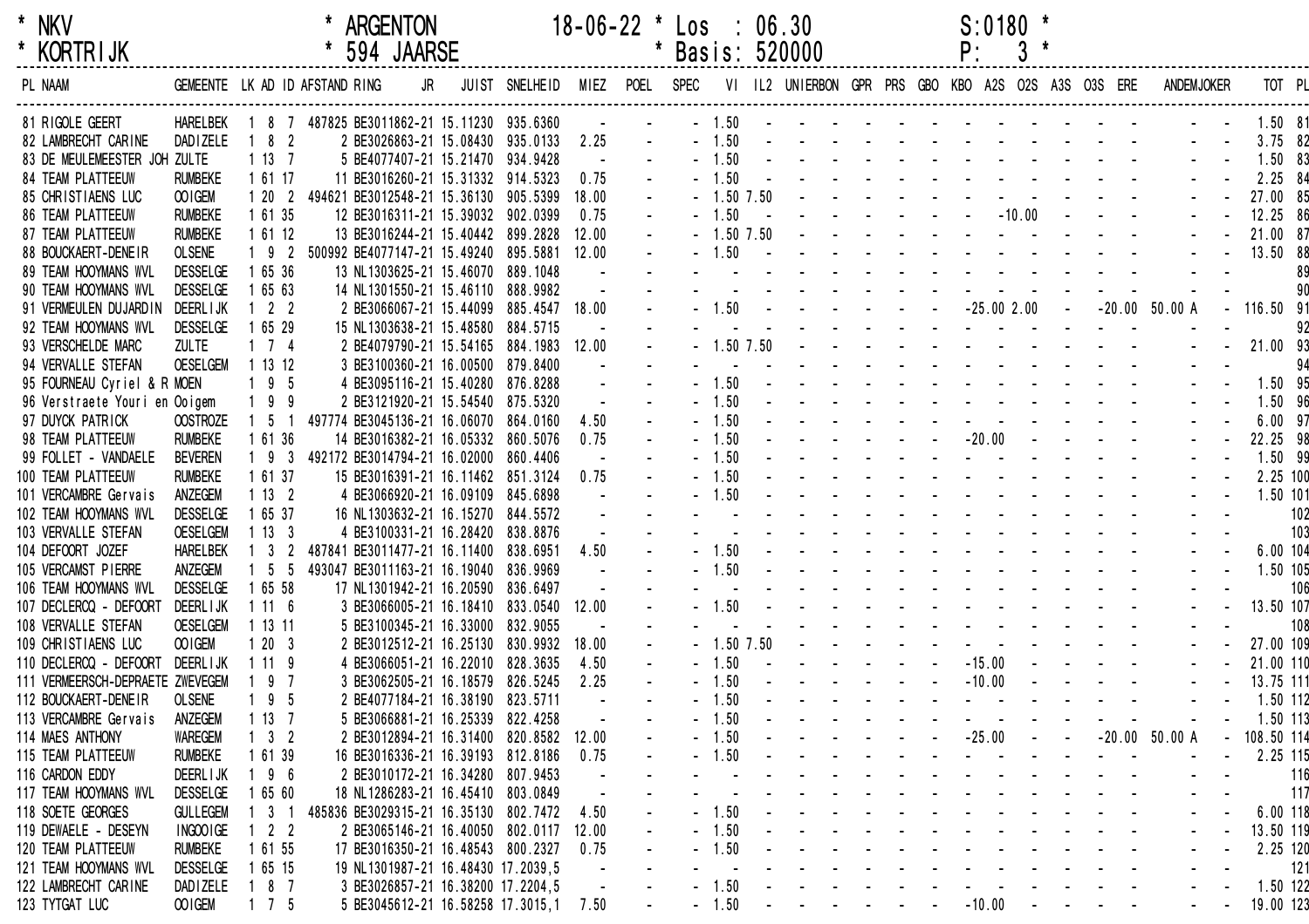NKV KORTRIJK — ARGENTON 594 JAARSE — 18-06-22 — Los : 06.30 — Basis: 520000 — S:0180 — P: 3

| PL | NAAM | GEMEENTE | LK | AD | ID | AFSTAND | RING | JR | JUIST | SNELHEID | MIEZ | POEL | SPEC | VI | IL2 | UNIERBON | GPR | PRS | GBO | KBO | A2S | O2S | A3S | O3S | ERE | ANDEM | JOKER | TOT | PL |
|---|---|---|---|---|---|---|---|---|---|---|---|---|---|---|---|---|---|---|---|---|---|---|---|---|---|---|---|---|---|
| 81 | RIGOLE GEERT | HARELBEK | 1 | 8 | 7 | 487825 | BE3011862-21 | | 15.11230 | 935.6360 | - | - | - | 1.50 | - | - | - | - | - | - | - | - | - | - | - | - | - | 1.50 | 81 |
| 82 | LAMBRECHT CARINE | DADIZELE | 1 | 8 | 2 | 2 | BE3026863-21 | | 15.08430 | 935.0133 | 2.25 | - | - | 1.50 | - | - | - | - | - | - | - | - | - | - | - | - | - | 3.75 | 82 |
| 83 | DE MEULEMEESTER JOH | ZULTE | 1 | 13 | 7 | 5 | BE4077407-21 | | 15.21470 | 934.9428 | - | - | - | 1.50 | - | - | - | - | - | - | - | - | - | - | - | - | - | 1.50 | 83 |
| 84 | TEAM PLATTEEUW | RUMBEKE | 1 | 61 | 17 | 11 | BE3016260-21 | | 15.31332 | 914.5323 | 0.75 | - | - | 1.50 | - | - | - | - | - | - | - | - | - | - | - | - | - | 2.25 | 84 |
| 85 | CHRISTIAENS LUC | OOIGEM | 1 | 20 | 2 | 494621 | BE3012548-21 | | 15.36130 | 905.5399 | 18.00 | - | - | 1.50 | 7.50 | - | - | - | - | - | - | - | - | - | - | - | - | 27.00 | 85 |
| 86 | TEAM PLATTEEUW | RUMBEKE | 1 | 61 | 35 | 12 | BE3016311-21 | | 15.39032 | 902.0399 | 0.75 | - | - | 1.50 | - | - | - | - | - | - | - | 10.00 | - | - | - | - | - | 12.25 | 86 |
| 87 | TEAM PLATTEEUW | RUMBEKE | 1 | 61 | 12 | 13 | BE3016244-21 | | 15.40442 | 899.2828 | 12.00 | - | - | 1.50 | 7.50 | - | - | - | - | - | - | - | - | - | - | - | - | 21.00 | 87 |
| 88 | BOUCKAERT-DENEIR | OLSENE | 1 | 9 | 2 | 500992 | BE4077147-21 | | 15.49240 | 895.5881 | 12.00 | - | - | 1.50 | - | - | - | - | - | - | - | - | - | - | - | - | - | 13.50 | 88 |
| 89 | TEAM HOOYMANS WVL | DESSELGE | 1 | 65 | 36 | 13 | NL1303625-21 | | 15.46070 | 889.1048 | - | | | | | | | | | | | | | | | | | | 89 |
| 90 | TEAM HOOYMANS WVL | DESSELGE | 1 | 65 | 63 | 14 | NL1301550-21 | | 15.46110 | 888.9982 | - | - | - | - | - | - | - | - | - | - | - | - | - | - | - | - | - | | 90 |
| 91 | VERMEULEN DUJARDIN | DEERLIJK | 1 | 2 | 2 | 2 | BE3066067-21 | | 15.44099 | 885.4547 | 18.00 | - | - | 1.50 | - | - | - | - | - | - | 25.00 | 2.00 | - | - | 20.00 | 50.00 A | - | 116.50 | 91 |
| 92 | TEAM HOOYMANS WVL | DESSELGE | 1 | 65 | 29 | 15 | NL1303638-21 | | 15.48580 | 884.5715 | - | - | - | - | - | - | - | - | - | - | - | - | - | - | - | - | - | | 92 |
| 93 | VERSCHELDE MARC | ZULTE | 1 | 7 | 4 | 2 | BE4079790-21 | | 15.54165 | 884.1983 | 12.00 | - | - | 1.50 | 7.50 | - | - | - | - | - | - | - | - | - | - | - | - | 21.00 | 93 |
| 94 | VERVALLE STEFAN | OESELGEM | 1 | 13 | 12 | 3 | BE3100360-21 | | 16.00500 | 879.8400 | - | - | - | - | - | - | - | - | - | - | - | - | - | - | - | - | - | | 94 |
| 95 | FOURNEAU Cyriel & R | MOEN | 1 | 9 | 5 | 4 | BE3095116-21 | | 15.40280 | 876.8288 | - | - | - | 1.50 | - | - | - | - | - | - | - | - | - | - | - | - | - | 1.50 | 95 |
| 96 | Verstraete Youri en | Ooigem | 1 | 9 | 9 | 2 | BE3121920-21 | | 15.54540 | 875.5320 | - | - | - | 1.50 | - | - | - | - | - | - | - | - | - | - | - | - | - | 1.50 | 96 |
| 97 | DUYCK PATRICK | OOSTROZE | 1 | 5 | 1 | 497774 | BE3045136-21 | | 16.06070 | 864.0160 | 4.50 | - | - | 1.50 | - | - | - | - | - | - | - | - | - | - | - | - | - | 6.00 | 97 |
| 98 | TEAM PLATTEEUW | RUMBEKE | 1 | 61 | 36 | 14 | BE3016382-21 | | 16.05332 | 860.5076 | 0.75 | - | - | 1.50 | - | - | - | - | - | - | 20.00 | - | - | - | - | - | - | 22.25 | 98 |
| 99 | FOLLET - VANDAELE | BEVEREN | 1 | 9 | 3 | 492172 | BE3014794-21 | | 16.02000 | 860.4406 | - | - | - | 1.50 | - | - | - | - | - | - | - | - | - | - | - | - | - | 1.50 | 99 |
| 100 | TEAM PLATTEEUW | RUMBEKE | 1 | 61 | 37 | 15 | BE3016391-21 | | 16.11462 | 851.3124 | 0.75 | - | - | 1.50 | - | - | - | - | - | - | - | - | - | - | - | - | - | 2.25 | 100 |
| 101 | VERCAMBRE Gervais | ANZEGEM | 1 | 13 | 2 | 4 | BE3066920-21 | | 16.09109 | 845.6898 | - | - | - | 1.50 | - | - | - | - | - | - | - | - | - | - | - | - | - | 1.50 | 101 |
| 102 | TEAM HOOYMANS WVL | DESSELGE | 1 | 65 | 37 | 16 | NL1303632-21 | | 16.15270 | 844.5572 | - | - | - | - | - | - | - | - | - | - | - | - | - | - | - | - | - | | 102 |
| 103 | VERVALLE STEFAN | OESELGEM | 1 | 13 | 3 | 4 | BE3100331-21 | | 16.28420 | 838.8876 | - | - | - | - | - | - | - | - | - | - | - | - | - | - | - | - | - | | 103 |
| 104 | DEFOORT JOZEF | HARELBEK | 1 | 3 | 2 | 487841 | BE3011477-21 | | 16.11400 | 838.6951 | 4.50 | - | - | 1.50 | - | - | - | - | - | - | - | - | - | - | - | - | - | 6.00 | 104 |
| 105 | VERCAMST PIERRE | ANZEGEM | 1 | 5 | 5 | 493047 | BE3011163-21 | | 16.19040 | 836.9969 | - | - | - | 1.50 | - | - | - | - | - | - | - | - | - | - | - | - | - | 1.50 | 105 |
| 106 | TEAM HOOYMANS WVL | DESSELGE | 1 | 65 | 58 | 17 | NL1301942-21 | | 16.20590 | 836.6497 | - | - | - | - | - | - | - | - | - | - | - | - | - | - | - | - | - | | 106 |
| 107 | DECLERCQ - DEFOORT | DEERLIJK | 1 | 11 | 6 | 3 | BE3066005-21 | | 16.18410 | 833.0540 | 12.00 | - | - | 1.50 | - | - | - | - | - | - | - | - | - | - | - | - | - | 13.50 | 107 |
| 108 | VERVALLE STEFAN | OESELGEM | 1 | 13 | 11 | 5 | BE3100345-21 | | 16.33000 | 832.9055 | - | - | - | - | - | - | - | - | - | - | - | - | - | - | - | - | - | | 108 |
| 109 | CHRISTIAENS LUC | OOIGEM | 1 | 20 | 3 | 2 | BE3012512-21 | | 16.25130 | 830.9932 | 18.00 | - | - | 1.50 | 7.50 | - | - | - | - | - | - | - | - | - | - | - | - | 27.00 | 109 |
| 110 | DECLERCQ - DEFOORT | DEERLIJK | 1 | 11 | 9 | 4 | BE3066051-21 | | 16.22010 | 828.3635 | 4.50 | - | - | 1.50 | - | - | - | - | - | - | 15.00 | - | - | - | - | - | - | 21.00 | 110 |
| 111 | VERMEERSCH-DEPRAETE | ZWEVEGEM | 1 | 9 | 7 | 3 | BE3062505-21 | | 16.18579 | 826.5245 | 2.25 | - | - | 1.50 | - | - | - | - | - | - | 10.00 | - | - | - | - | - | - | 13.75 | 111 |
| 112 | BOUCKAERT-DENEIR | OLSENE | 1 | 9 | 5 | 2 | BE4077184-21 | | 16.38190 | 823.5711 | - | - | - | 1.50 | - | - | - | - | - | - | - | - | - | - | - | - | - | 1.50 | 112 |
| 113 | VERCAMBRE Gervais | ANZEGEM | 1 | 13 | 7 | 5 | BE3066881-21 | | 16.25339 | 822.4258 | - | - | - | 1.50 | - | - | - | - | - | - | - | - | - | - | - | - | - | 1.50 | 113 |
| 114 | MAES ANTHONY | WAREGEM | 1 | 3 | 2 | 2 | BE3012894-21 | | 16.31400 | 820.8582 | 12.00 | - | - | 1.50 | - | - | - | - | - | - | 25.00 | - | - | - | 20.00 | 50.00 A | - | 108.50 | 114 |
| 115 | TEAM PLATTEEUW | RUMBEKE | 1 | 61 | 39 | 16 | BE3016336-21 | | 16.39193 | 812.8186 | 0.75 | - | - | 1.50 | - | - | - | - | - | - | - | - | - | - | - | - | - | 2.25 | 115 |
| 116 | CARDON EDDY | DEERLIJK | 1 | 9 | 6 | 2 | BE3010172-21 | | 16.34280 | 807.9453 | - | - | - | - | - | - | - | - | - | - | - | - | - | - | - | - | - | | 116 |
| 117 | TEAM HOOYMANS WVL | DESSELGE | 1 | 65 | 60 | 18 | NL1286283-21 | | 16.45410 | 803.0849 | - | - | - | - | - | - | - | - | - | - | - | - | - | - | - | - | - | | 117 |
| 118 | SOETE GEORGES | GULLEGEM | 1 | 3 | 1 | 485836 | BE3029315-21 | | 16.35130 | 802.7472 | 4.50 | - | - | 1.50 | - | - | - | - | - | - | - | - | - | - | - | - | - | 6.00 | 118 |
| 119 | DEWAELE - DESEYN | INGOOIGE | 1 | 2 | 2 | 2 | BE3065146-21 | | 16.40050 | 802.0117 | 12.00 | - | - | 1.50 | - | - | - | - | - | - | - | - | - | - | - | - | - | 13.50 | 119 |
| 120 | TEAM PLATTEEUW | RUMBEKE | 1 | 61 | 55 | 17 | BE3016350-21 | | 16.48543 | 800.2327 | 0.75 | - | - | 1.50 | - | - | - | - | - | - | - | - | - | - | - | - | - | 2.25 | 120 |
| 121 | TEAM HOOYMANS WVL | DESSELGE | 1 | 65 | 15 | 19 | NL1301987-21 | | 16.48430 | 17.2039,5 | - | - | - | - | - | - | - | - | - | - | - | - | - | - | - | - | - | | 121 |
| 122 | LAMBRECHT CARINE | DADIZELE | 1 | 8 | 7 | 3 | BE3026857-21 | | 16.38200 | 17.2204,5 | - | - | - | 1.50 | - | - | - | - | - | - | - | - | - | - | - | - | - | 1.50 | 122 |
| 123 | TYTGAT LUC | OOIGEM | 1 | 7 | 5 | 5 | BE3045612-21 | | 16.58258 | 17.3015,1 | 7.50 | - | - | 1.50 | - | - | - | - | - | - | 10.00 | - | - | - | - | - | - | 19.00 | 123 |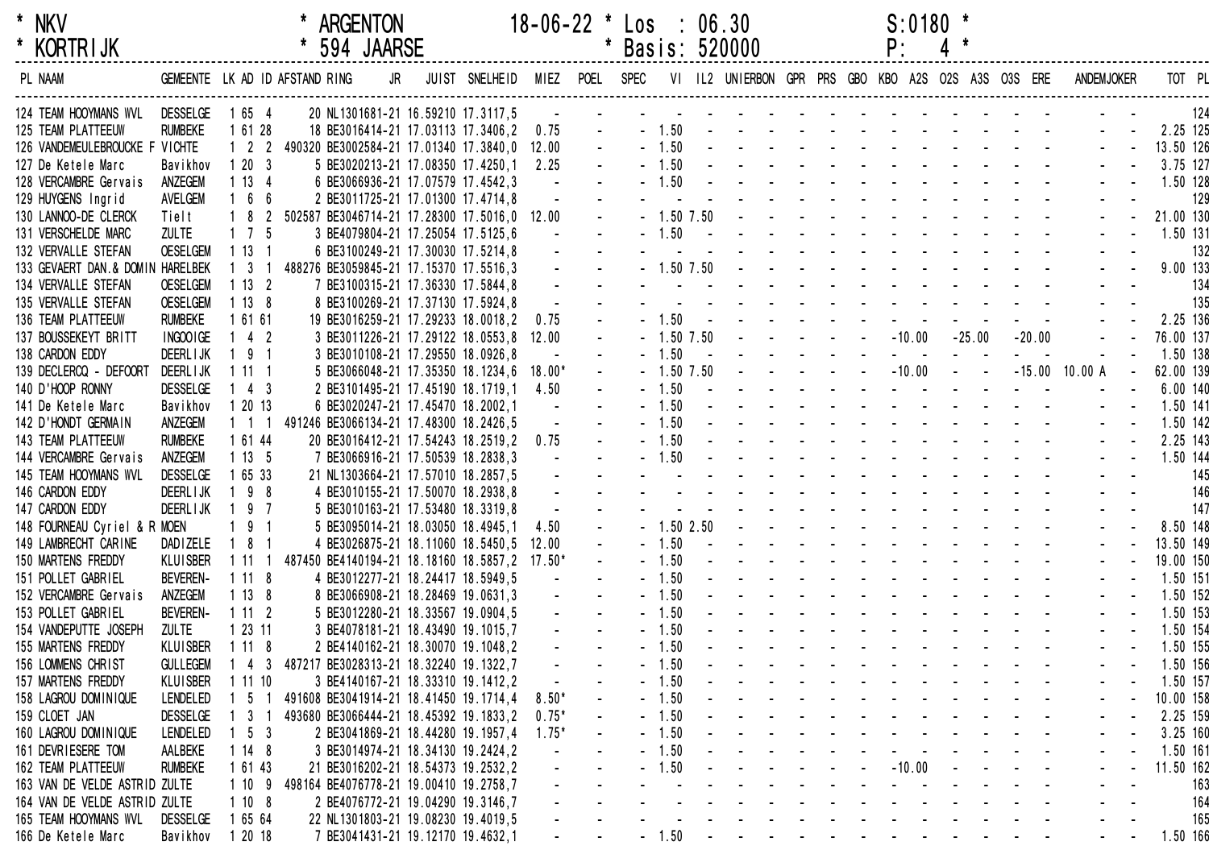\* NKV \* ARGENTON 18-06-22 \* Los : 06.30 S:0180 \*
\* KORTRIJK \* 594 JAARSE \* Basis: 520000 P: 4 \*

| PL | NAAM | GEMEENTE | LK | AD | ID | AFSTAND | RING | JR | JUIST | SNELHEID | MIEZ | POEL | SPEC | VI | IL2 | UNIERBON | GPR | PRS | GBO | KBO | A2S | O2S | A3S | O3S | ERE | ANDEM | JOKER | TOT | PL |
|---|---|---|---|---|---|---|---|---|---|---|---|---|---|---|---|---|---|---|---|---|---|---|---|---|---|---|---|---|---|
| 124 | TEAM HOOYMANS WVL | DESSELGE | 1 | 65 | 4 | 20 | NL1301681-21 | | 16.59210 | 17.3117,5 | - | - | - | - | - | - | - | - | - | - | - | - | - | - | - | - | - | | 124 |
| 125 | TEAM PLATTEEUW | RUMBEKE | 1 | 61 | 28 | 18 | BE3016414-21 | | 17.03113 | 17.3406,2 | 0.75 | - | - | 1.50 | - | - | - | - | - | - | - | - | - | - | - | - | - | 2.25 | 125 |
| 126 | VANDEMEULEBROUCKE F | VICHTE | 1 | 2 | 2 | 490320 | BE3002584-21 | | 17.01340 | 17.3840,0 | 12.00 | - | - | 1.50 | - | - | - | - | - | - | - | - | - | - | - | - | - | 13.50 | 126 |
| 127 | De Ketele Marc | Bavikhov | 1 | 20 | 3 | 5 | BE3020213-21 | | 17.08350 | 17.4250,1 | 2.25 | - | - | 1.50 | - | - | - | - | - | - | - | - | - | - | - | - | - | 3.75 | 127 |
| 128 | VERCAMBRE Gervais | ANZEGEM | 1 | 13 | 4 | 6 | BE3066936-21 | | 17.07579 | 17.4542,3 | - | - | - | 1.50 | - | - | - | - | - | - | - | - | - | - | - | - | - | 1.50 | 128 |
| 129 | HUYGENS Ingrid | AVELGEM | 1 | 6 | 6 | 2 | BE3011725-21 | | 17.01300 | 17.4714,8 | - | - | - | - | - | - | - | - | - | - | - | - | - | - | - | - | - | | 129 |
| 130 | LANNOO-DE CLERCK | Tielt | 1 | 8 | 2 | 502587 | BE3046714-21 | | 17.28300 | 17.5016,0 | 12.00 | - | - | 1.50 | 7.50 | - | - | - | - | - | - | - | - | - | - | - | - | 21.00 | 130 |
| 131 | VERSCHELDE MARC | ZULTE | 1 | 7 | 5 | 3 | BE4079804-21 | | 17.25054 | 17.5125,6 | - | - | - | 1.50 | - | - | - | - | - | - | - | - | - | - | - | - | - | 1.50 | 131 |
| 132 | VERVALLE STEFAN | OESELGEM | 1 | 13 | 1 | 6 | BE3100249-21 | | 17.30030 | 17.5214,8 | - | - | - | - | - | - | - | - | - | - | - | - | - | - | - | - | - | | 132 |
| 133 | GEVAERT DAN.& DOMIN | HARELBEK | 1 | 3 | 1 | 488276 | BE3059845-21 | | 17.15370 | 17.5516,3 | - | - | - | 1.50 | 7.50 | - | - | - | - | - | - | - | - | - | - | - | - | 9.00 | 133 |
| 134 | VERVALLE STEFAN | OESELGEM | 1 | 13 | 2 | 7 | BE3100315-21 | | 17.36330 | 17.5844,8 | - | - | - | - | - | - | - | - | - | - | - | - | - | - | - | - | - | | 134 |
| 135 | VERVALLE STEFAN | OESELGEM | 1 | 13 | 8 | 8 | BE3100269-21 | | 17.37130 | 17.5924,8 | - | - | - | - | - | - | - | - | - | - | - | - | - | - | - | - | - | | 135 |
| 136 | TEAM PLATTEEUW | RUMBEKE | 1 | 61 | 61 | 19 | BE3016259-21 | | 17.29233 | 18.0018,2 | 0.75 | - | - | 1.50 | - | - | - | - | - | - | - | - | - | - | - | - | - | 2.25 | 136 |
| 137 | BOUSSEKEYT BRITT | INGOOIGE | 1 | 4 | 2 | 3 | BE3011226-21 | | 17.29122 | 18.0553,8 | 12.00 | - | - | 1.50 | 7.50 | - | - | - | - | - | -10.00 | | -25.00 | | -20.00 | - | - | 76.00 | 137 |
| 138 | CARDON EDDY | DEERLIJK | 1 | 9 | 1 | 3 | BE3010108-21 | | 17.29550 | 18.0926,8 | - | - | - | 1.50 | - | - | - | - | - | - | - | - | - | - | - | - | - | 1.50 | 138 |
| 139 | DECLERCQ - DEFOORT | DEERLIJK | 1 | 11 | 1 | 5 | BE3066048-21 | | 17.35350 | 18.1234,6 | 18.00* | - | - | 1.50 | 7.50 | - | - | - | - | - | -10.00 | - | - | | -15.00 | 10.00 A | - | 62.00 | 139 |
| 140 | D'HOOP RONNY | DESSELGE | 1 | 4 | 3 | 2 | BE3101495-21 | | 17.45190 | 18.1719,1 | 4.50 | - | - | 1.50 | - | - | - | - | - | - | - | - | - | - | - | - | - | 6.00 | 140 |
| 141 | De Ketele Marc | Bavikhov | 1 | 20 | 13 | 6 | BE3020247-21 | | 17.45470 | 18.2002,1 | - | - | - | 1.50 | - | - | - | - | - | - | - | - | - | - | - | - | - | 1.50 | 141 |
| 142 | D'HONDT GERMAIN | ANZEGEM | 1 | 1 | 1 | 491246 | BE3066134-21 | | 17.48300 | 18.2426,5 | - | - | - | 1.50 | - | - | - | - | - | - | - | - | - | - | - | - | - | 1.50 | 142 |
| 143 | TEAM PLATTEEUW | RUMBEKE | 1 | 61 | 44 | 20 | BE3016412-21 | | 17.54243 | 18.2519,2 | 0.75 | - | - | 1.50 | - | - | - | - | - | - | - | - | - | - | - | - | - | 2.25 | 143 |
| 144 | VERCAMBRE Gervais | ANZEGEM | 1 | 13 | 5 | 7 | BE3066916-21 | | 17.50539 | 18.2838,3 | - | - | - | 1.50 | - | - | - | - | - | - | - | - | - | - | - | - | - | 1.50 | 144 |
| 145 | TEAM HOOYMANS WVL | DESSELGE | 1 | 65 | 33 | 21 | NL1303664-21 | | 17.57010 | 18.2857,5 | - | - | - | - | - | - | - | - | - | - | - | - | - | - | - | - | - | | 145 |
| 146 | CARDON EDDY | DEERLIJK | 1 | 9 | 8 | 4 | BE3010155-21 | | 17.50070 | 18.2938,8 | - | - | - | - | - | - | - | - | - | - | - | - | - | - | - | - | - | | 146 |
| 147 | CARDON EDDY | DEERLIJK | 1 | 9 | 7 | 5 | BE3010163-21 | | 17.53480 | 18.3319,8 | - | - | - | - | - | - | - | - | - | - | - | - | - | - | - | - | - | | 147 |
| 148 | FOURNEAU Cyriel & R | MOEN | 1 | 9 | 1 | 5 | BE3095014-21 | | 18.03050 | 18.4945,1 | 4.50 | - | - | 1.50 | 2.50 | - | - | - | - | - | - | - | - | - | - | - | - | 8.50 | 148 |
| 149 | LAMBRECHT CARINE | DADIZELE | 1 | 8 | 1 | 4 | BE3026875-21 | | 18.11060 | 18.5450,5 | 12.00 | - | - | 1.50 | - | - | - | - | - | - | - | - | - | - | - | - | - | 13.50 | 149 |
| 150 | MARTENS FREDDY | KLUISBER | 1 | 11 | 1 | 487450 | BE4140194-21 | | 18.18160 | 18.5857,2 | 17.50* | - | - | 1.50 | - | - | - | - | - | - | - | - | - | - | - | - | - | 19.00 | 150 |
| 151 | POLLET GABRIEL | BEVEREN- | 1 | 11 | 8 | 4 | BE3012277-21 | | 18.24417 | 18.5949,5 | - | - | - | 1.50 | - | - | - | - | - | - | - | - | - | - | - | - | - | 1.50 | 151 |
| 152 | VERCAMBRE Gervais | ANZEGEM | 1 | 13 | 8 | 8 | BE3066908-21 | | 18.28469 | 19.0631,3 | - | - | - | 1.50 | - | - | - | - | - | - | - | - | - | - | - | - | - | 1.50 | 152 |
| 153 | POLLET GABRIEL | BEVEREN- | 1 | 11 | 2 | 5 | BE3012280-21 | | 18.33567 | 19.0904,5 | - | - | - | 1.50 | - | - | - | - | - | - | - | - | - | - | - | - | - | 1.50 | 153 |
| 154 | VANDEPUTTE JOSEPH | ZULTE | 1 | 23 | 11 | 3 | BE4078181-21 | | 18.43490 | 19.1015,7 | - | - | - | 1.50 | - | - | - | - | - | - | - | - | - | - | - | - | - | 1.50 | 154 |
| 155 | MARTENS FREDDY | KLUISBER | 1 | 11 | 8 | 2 | BE4140162-21 | | 18.30070 | 19.1048,2 | - | - | - | 1.50 | - | - | - | - | - | - | - | - | - | - | - | - | - | 1.50 | 155 |
| 156 | LOMMENS CHRIST | GULLEGEM | 1 | 4 | 3 | 487217 | BE3028313-21 | | 18.32240 | 19.1322,7 | - | - | - | 1.50 | - | - | - | - | - | - | - | - | - | - | - | - | - | 1.50 | 156 |
| 157 | MARTENS FREDDY | KLUISBER | 1 | 11 | 10 | 3 | BE4140167-21 | | 18.33310 | 19.1412,2 | - | - | - | 1.50 | - | - | - | - | - | - | - | - | - | - | - | - | - | 1.50 | 157 |
| 158 | LAGROU DOMINIQUE | LENDELED | 1 | 5 | 1 | 491608 | BE3041914-21 | | 18.41450 | 19.1714,4 | 8.50* | - | - | 1.50 | - | - | - | - | - | - | - | - | - | - | - | - | - | 10.00 | 158 |
| 159 | CLOET JAN | DESSELGE | 1 | 3 | 1 | 493680 | BE3066444-21 | | 18.45392 | 19.1833,2 | 0.75* | - | - | 1.50 | - | - | - | - | - | - | - | - | - | - | - | - | - | 2.25 | 159 |
| 160 | LAGROU DOMINIQUE | LENDELED | 1 | 5 | 3 | 2 | BE3041869-21 | | 18.44280 | 19.1957,4 | 1.75* | - | - | 1.50 | - | - | - | - | - | - | - | - | - | - | - | - | - | 3.25 | 160 |
| 161 | DEVRIESERE TOM | AALBEKE | 1 | 14 | 8 | 3 | BE3014974-21 | | 18.34130 | 19.2424,2 | - | - | - | 1.50 | - | - | - | - | - | - | - | - | - | - | - | - | - | 1.50 | 161 |
| 162 | TEAM PLATTEEUW | RUMBEKE | 1 | 61 | 43 | 21 | BE3016202-21 | | 18.54373 | 19.2532,2 | - | - | - | 1.50 | - | - | - | - | - | - | -10.00 | - | - | - | - | - | - | 11.50 | 162 |
| 163 | VAN DE VELDE ASTRID | ZULTE | 1 | 10 | 9 | 498164 | BE4076778-21 | | 19.00410 | 19.2758,7 | - | - | - | - | - | - | - | - | - | - | - | - | - | - | - | - | - | | 163 |
| 164 | VAN DE VELDE ASTRID | ZULTE | 1 | 10 | 8 | 2 | BE4076772-21 | | 19.04290 | 19.3146,7 | - | - | - | - | - | - | - | - | - | - | - | - | - | - | - | - | - | | 164 |
| 165 | TEAM HOOYMANS WVL | DESSELGE | 1 | 65 | 64 | 22 | NL1301803-21 | | 19.08230 | 19.4019,5 | - | - | - | - | - | - | - | - | - | - | - | - | - | - | - | - | - | | 165 |
| 166 | De Ketele Marc | Bavikhov | 1 | 20 | 18 | 7 | BE3041431-21 | | 19.12170 | 19.4632,1 | - | - | - | 1.50 | - | - | - | - | - | - | - | - | - | - | - | - | - | 1.50 | 166 |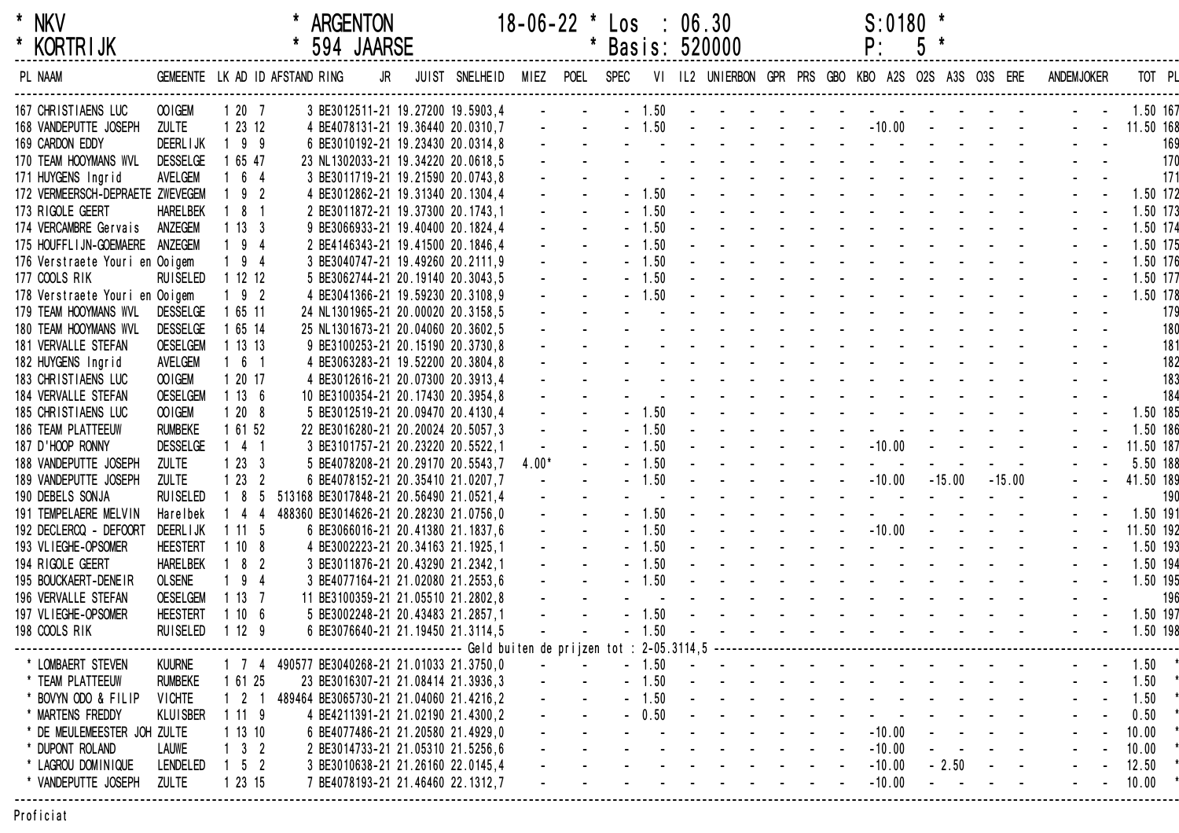\* NKV \* ARGENTON 18-06-22 \* Los : 06.30 S:0180 \*
\* KORTRIJK \* 594 JAARSE \* Basis: 520000 P: 5 \*

| PL | NAAM | GEMEENTE | LK | AD | ID | AFSTAND | RING | JR | JUIST | SNELHEID | MIEZ | POEL | SPEC | VI | IL2 | UNIERBON | GPR | PRS | GBO | KBO | A2S | O2S | A3S | O3S | ERE | ANDEM | JOKER | TOT | PL |
|---|---|---|---|---|---|---|---|---|---|---|---|---|---|---|---|---|---|---|---|---|---|---|---|---|---|---|---|---|---|
| 167 | CHRISTIAENS LUC | OOIGEM | 1 | 20 | 7 | 3 | BE3012511 | 21 | 19.27200 | 19.5903,4 | - | - | - | 1.50 | - | - | - | - | - | - | - | - | - | - | - | - | - | 1.50 | 167 |
| 168 | VANDEPUTTE JOSEPH | ZULTE | 1 | 23 | 12 | 4 | BE4078131 | 21 | 19.36440 | 20.0310,7 | - | - | - | 1.50 | - | - | - | - | - | - | -10.00 | - | - | - | - | - | - | 11.50 | 168 |
| 169 | CARDON EDDY | DEERLIJK | 1 | 9 | 9 | 6 | BE3010192 | 21 | 19.23430 | 20.0314,8 | - | - | - | - | - | - | - | - | - | - | - | - | - | - | - | - | - | | 169 |
| 170 | TEAM HOOYMANS WVL | DESSELGE | 1 | 65 | 47 | 23 | NL1302033 | 21 | 19.34220 | 20.0618,5 | - | - | - | - | - | - | - | - | - | - | - | - | - | - | - | - | - | | 170 |
| 171 | HUYGENS Ingrid | AVELGEM | 1 | 6 | 4 | 3 | BE3011719 | 21 | 19.21590 | 20.0743,8 | - | - | - | - | - | - | - | - | - | - | - | - | - | - | - | - | - | | 171 |
| 172 | VERMEERSCH-DEPRAETE | ZWEVEGEM | 1 | 9 | 2 | 4 | BE3012862 | 21 | 19.31340 | 20.1304,4 | - | - | - | 1.50 | - | - | - | - | - | - | - | - | - | - | - | - | - | 1.50 | 172 |
| 173 | RIGOLE GEERT | HARELBEK | 1 | 8 | 1 | 2 | BE3011872 | 21 | 19.37300 | 20.1743,1 | - | - | - | 1.50 | - | - | - | - | - | - | - | - | - | - | - | - | - | 1.50 | 173 |
| 174 | VERCAMBRE Gervais | ANZEGEM | 1 | 13 | 3 | 9 | BE3066933 | 21 | 19.40400 | 20.1824,4 | - | - | - | 1.50 | - | - | - | - | - | - | - | - | - | - | - | - | - | 1.50 | 174 |
| 175 | HOUFFLIJN-GOEMAERE | ANZEGEM | 1 | 9 | 4 | 2 | BE4146343 | 21 | 19.41500 | 20.1846,4 | - | - | - | 1.50 | - | - | - | - | - | - | - | - | - | - | - | - | - | 1.50 | 175 |
| 176 | Verstraete Youri en | Ooigem | 1 | 9 | 4 | 3 | BE3040747 | 21 | 19.49260 | 20.2111,9 | - | - | - | 1.50 | - | - | - | - | - | - | - | - | - | - | - | - | - | 1.50 | 176 |
| 177 | COOLS RIK | RUISELED | 1 | 12 | 12 | 5 | BE3062744 | 21 | 20.19140 | 20.3043,5 | - | - | - | 1.50 | - | - | - | - | - | - | - | - | - | - | - | - | - | 1.50 | 177 |
| 178 | Verstraete Youri en | Ooigem | 1 | 9 | 2 | 4 | BE3041366 | 21 | 19.59230 | 20.3108,9 | - | - | - | 1.50 | - | - | - | - | - | - | - | - | - | - | - | - | - | 1.50 | 178 |
| 179 | TEAM HOOYMANS WVL | DESSELGE | 1 | 65 | 11 | 24 | NL1301965 | 21 | 20.00020 | 20.3158,5 | - | - | - | - | - | - | - | - | - | - | - | - | - | - | - | - | - | | 179 |
| 180 | TEAM HOOYMANS WVL | DESSELGE | 1 | 65 | 14 | 25 | NL1301673 | 21 | 20.04060 | 20.3602,5 | - | - | - | - | - | - | - | - | - | - | - | - | - | - | - | - | - | | 180 |
| 181 | VERVALLE STEFAN | OESELGEM | 1 | 13 | 13 | 9 | BE3100253 | 21 | 20.15190 | 20.3730,8 | - | - | - | - | - | - | - | - | - | - | - | - | - | - | - | - | - | | 181 |
| 182 | HUYGENS Ingrid | AVELGEM | 1 | 6 | 1 | 4 | BE3063283 | 21 | 19.52200 | 20.3804,8 | - | - | - | - | - | - | - | - | - | - | - | - | - | - | - | - | - | | 182 |
| 183 | CHRISTIAENS LUC | OOIGEM | 1 | 20 | 17 | 4 | BE3012616 | 21 | 20.07300 | 20.3913,4 | - | - | - | - | - | - | - | - | - | - | - | - | - | - | - | - | - | | 183 |
| 184 | VERVALLE STEFAN | OESELGEM | 1 | 13 | 6 | 10 | BE3100354 | 21 | 20.17430 | 20.3954,8 | - | - | - | - | - | - | - | - | - | - | - | - | - | - | - | - | - | | 184 |
| 185 | CHRISTIAENS LUC | OOIGEM | 1 | 20 | 8 | 5 | BE3012519 | 21 | 20.09470 | 20.4130,4 | - | - | - | 1.50 | - | - | - | - | - | - | - | - | - | - | - | - | - | 1.50 | 185 |
| 186 | TEAM PLATTEEUW | RUMBEKE | 1 | 61 | 52 | 22 | BE3016280 | 21 | 20.20024 | 20.5057,3 | - | - | - | 1.50 | - | - | - | - | - | - | - | - | - | - | - | - | - | 1.50 | 186 |
| 187 | D'HOOP RONNY | DESSELGE | 1 | 4 | 1 | 3 | BE3101757 | 21 | 20.23220 | 20.5522,1 | - | - | - | 1.50 | - | - | - | - | - | - | -10.00 | - | - | - | - | - | - | 11.50 | 187 |
| 188 | VANDEPUTTE JOSEPH | ZULTE | 1 | 23 | 3 | 5 | BE4078208 | 21 | 20.29170 | 20.5543,7 | 4.00* | - | - | 1.50 | - | - | - | - | - | - | - | - | - | - | - | - | - | 5.50 | 188 |
| 189 | VANDEPUTTE JOSEPH | ZULTE | 1 | 23 | 2 | 6 | BE4078152 | 21 | 20.35410 | 21.0207,7 | - | - | - | 1.50 | - | - | - | - | - | - | -10.00 | -15.00 | | -15.00 | | - | - | 41.50 | 189 |
| 190 | DEBELS SONJA | RUISELED | 1 | 8 | 5 | 513168 | BE3017848 | 21 | 20.56490 | 21.0521,4 | - | - | - | - | - | - | - | - | - | - | - | - | - | - | - | - | - | | 190 |
| 191 | TEMPELAERE MELVIN | Harelbek | 1 | 4 | 4 | 488360 | BE3014626 | 21 | 20.28230 | 21.0756,0 | - | - | - | 1.50 | - | - | - | - | - | - | - | - | - | - | - | - | - | 1.50 | 191 |
| 192 | DECLERCQ - DEFOORT | DEERLIJK | 1 | 11 | 5 | 6 | BE3066016 | 21 | 20.41380 | 21.1837,6 | - | - | - | 1.50 | - | - | - | - | - | - | -10.00 | - | - | - | - | - | - | 11.50 | 192 |
| 193 | VLIEGHE-OPSOMER | HEESTERT | 1 | 10 | 8 | 4 | BE3002223 | 21 | 20.34163 | 21.1925,1 | - | - | - | 1.50 | - | - | - | - | - | - | - | - | - | - | - | - | - | 1.50 | 193 |
| 194 | RIGOLE GEERT | HARELBEK | 1 | 8 | 2 | 3 | BE3011876 | 21 | 20.43290 | 21.2342,1 | - | - | - | 1.50 | - | - | - | - | - | - | - | - | - | - | - | - | - | 1.50 | 194 |
| 195 | BOUCKAERT-DENEIR | OLSENE | 1 | 9 | 4 | 3 | BE4077164 | 21 | 21.02080 | 21.2553,6 | - | - | - | 1.50 | - | - | - | - | - | - | - | - | - | - | - | - | - | 1.50 | 195 |
| 196 | VERVALLE STEFAN | OESELGEM | 1 | 13 | 7 | 11 | BE3100359 | 21 | 21.05510 | 21.2802,8 | - | - | - | - | - | - | - | - | - | - | - | - | - | - | - | - | - | | 196 |
| 197 | VLIEGHE-OPSOMER | HEESTERT | 1 | 10 | 6 | 5 | BE3002248 | 21 | 20.43483 | 21.2857,1 | - | - | - | 1.50 | - | - | - | - | - | - | - | - | - | - | - | - | - | 1.50 | 197 |
| 198 | COOLS RIK | RUISELED | 1 | 12 | 9 | 6 | BE3076640 | 21 | 21.19450 | 21.3114,5 | - | - | - | 1.50 | - | - | - | - | - | - | - | - | - | - | - | - | - | 1.50 | 198 |

Geld buiten de prijzen tot : 2-05.3114,5

| PL | NAAM | GEMEENTE | LK | AD | ID | AFSTAND | RING | JR | JUIST | SNELHEID | MIEZ | POEL | SPEC | VI | IL2 | UNIERBON | GPR | PRS | GBO | KBO | A2S | O2S | A3S | O3S | ERE | ANDEM | JOKER | TOT | PL |
|---|---|---|---|---|---|---|---|---|---|---|---|---|---|---|---|---|---|---|---|---|---|---|---|---|---|---|---|---|---|
| * | LOMBAERT STEVEN | KUURNE | 1 | 7 | 4 | 490577 | BE3040268 | 21 | 21.01033 | 21.3750,0 | - | - | - | 1.50 | - | - | - | - | - | - | - | - | - | - | - | - | - | 1.50 | * |
| * | TEAM PLATTEEUW | RUMBEKE | 1 | 61 | 25 | 23 | BE3016307 | 21 | 21.08414 | 21.3936,3 | - | - | - | 1.50 | - | - | - | - | - | - | - | - | - | - | - | - | - | 1.50 | * |
| * | BOVYN ODO & FILIP | VICHTE | 1 | 2 | 1 | 489464 | BE3065730 | 21 | 21.04060 | 21.4216,2 | - | - | - | 1.50 | - | - | - | - | - | - | - | - | - | - | - | - | - | 1.50 | * |
| * | MARTENS FREDDY | KLUISBER | 1 | 11 | 9 | 4 | BE4211391 | 21 | 21.02190 | 21.4300,2 | - | - | - | 0.50 | - | - | - | - | - | - | - | - | - | - | - | - | - | 0.50 | * |
| * | DE MEULEMEESTER JOH | ZULTE | 1 | 13 | 10 | 6 | BE4077486 | 21 | 21.20580 | 21.4929,0 | - | - | - | - | - | - | - | - | - | - | -10.00 | - | - | - | - | - | - | 10.00 | * |
| * | DUPONT ROLAND | LAUWE | 1 | 3 | 2 | 2 | BE3014733 | 21 | 21.05310 | 21.5256,6 | - | - | - | - | - | - | - | - | - | - | -10.00 | - | - | - | - | - | - | 10.00 | * |
| * | LAGROU DOMINIQUE | LENDELED | 1 | 5 | 2 | 3 | BE3010638 | 21 | 21.26160 | 22.0145,4 | - | - | - | - | - | - | - | - | - | - | -10.00 | - 2.50 | - | - | - | - | - | 12.50 | * |
| * | VANDEPUTTE JOSEPH | ZULTE | 1 | 23 | 15 | 7 | BE4078193 | 21 | 21.46460 | 22.1312,7 | - | - | - | - | - | - | - | - | - | - | -10.00 | - | - | - | - | - | - | 10.00 | * |

Proficiat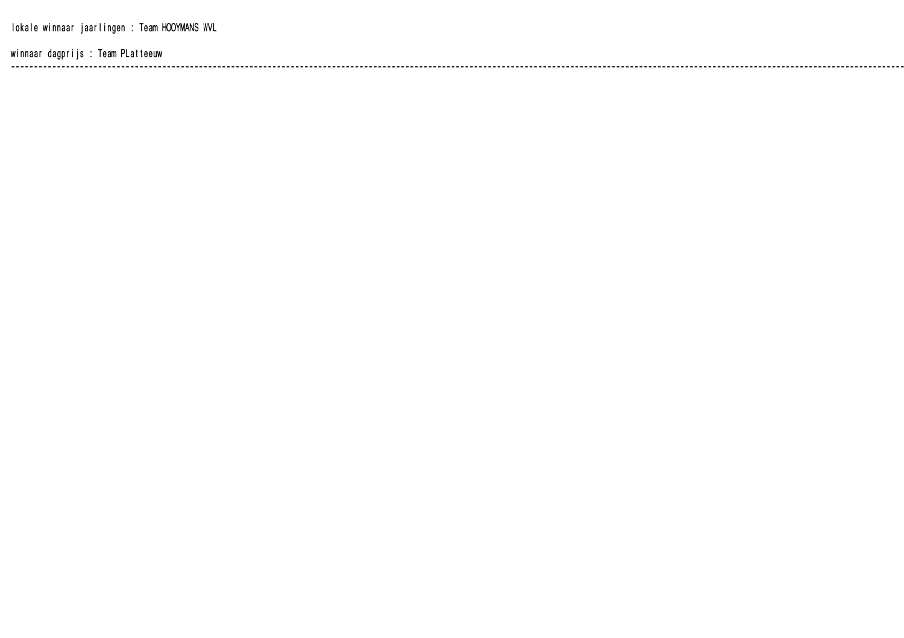lokale winnaar jaarlingen : Team HOOYMANS WVL

winnaar dagprijs : Team PLatteeuw

---